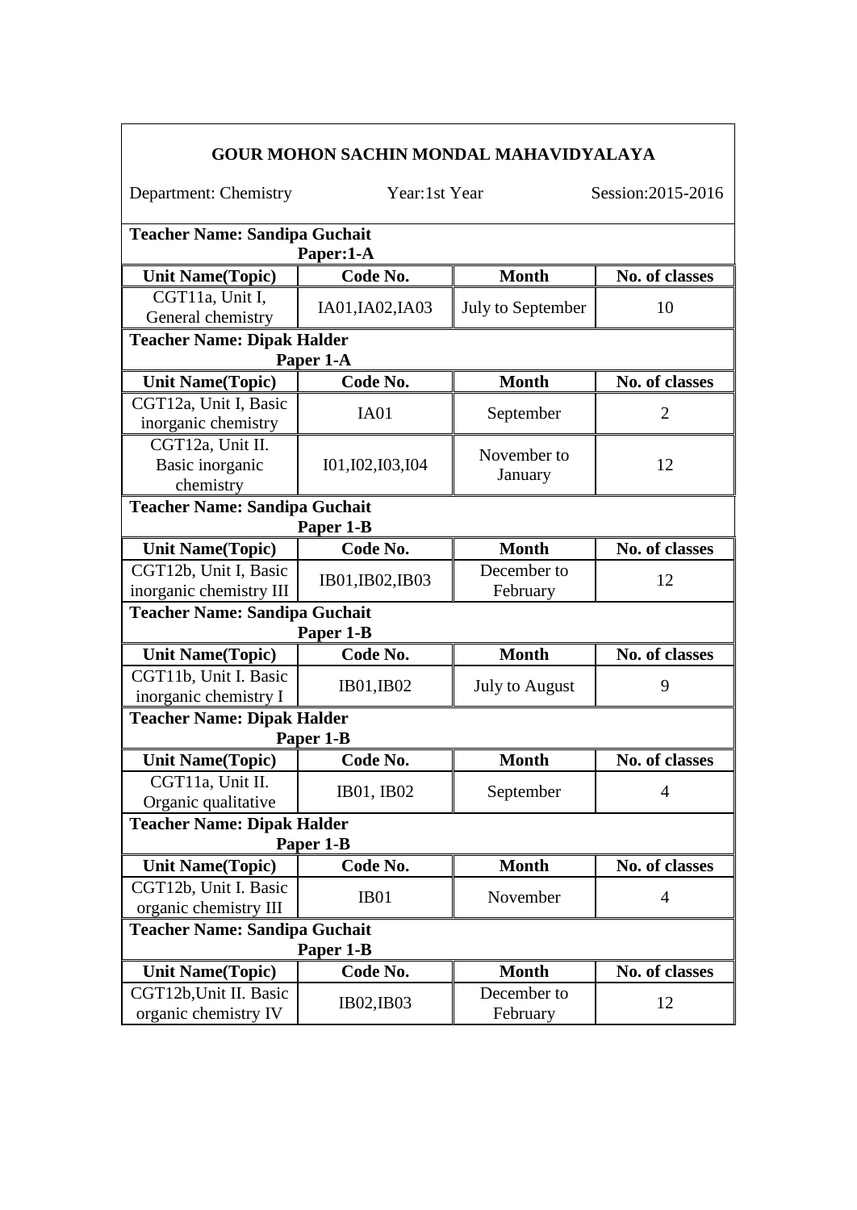## GOUR MOHON SACHIN MONDAL MAHAVIDYALAYA

Department: Chemistry Year:1st Year Session:2015-2016

**Teacher Name: Sandipa Guchait**

**Paper:1-A**

| Unit Name(Topic) | Code No. | Month | No. of classes |
|---|---|---|---|
| CGT11a, Unit I, General chemistry | IA01,IA02,IA03 | July to September | 10 |

**Teacher Name: Dipak Halder**

**Paper 1-A**

| Unit Name(Topic) | Code No. | Month | No. of classes |
|---|---|---|---|
| CGT12a, Unit I, Basic inorganic chemistry | IA01 | September | 2 |
| CGT12a, Unit II. Basic inorganic chemistry | I01,I02,I03,I04 | November to January | 12 |

**Teacher Name: Sandipa Guchait**

**Paper 1-B**

| Unit Name(Topic) | Code No. | Month | No. of classes |
|---|---|---|---|
| CGT12b, Unit I, Basic inorganic chemistry III | IB01,IB02,IB03 | December to February | 12 |

**Teacher Name: Sandipa Guchait**

**Paper 1-B**

| Unit Name(Topic) | Code No. | Month | No. of classes |
|---|---|---|---|
| CGT11b, Unit I. Basic inorganic chemistry I | IB01,IB02 | July to August | 9 |

**Teacher Name: Dipak Halder**

**Paper 1-B**

| Unit Name(Topic) | Code No. | Month | No. of classes |
|---|---|---|---|
| CGT11a, Unit II. Organic qualitative | IB01, IB02 | September | 4 |

**Teacher Name: Dipak Halder**

**Paper 1-B**

| Unit Name(Topic) | Code No. | Month | No. of classes |
|---|---|---|---|
| CGT12b, Unit I. Basic organic chemistry III | IB01 | November | 4 |

**Teacher Name: Sandipa Guchait**

**Paper 1-B**

| Unit Name(Topic) | Code No. | Month | No. of classes |
|---|---|---|---|
| CGT12b,Unit II. Basic organic chemistry IV | IB02,IB03 | December to February | 12 |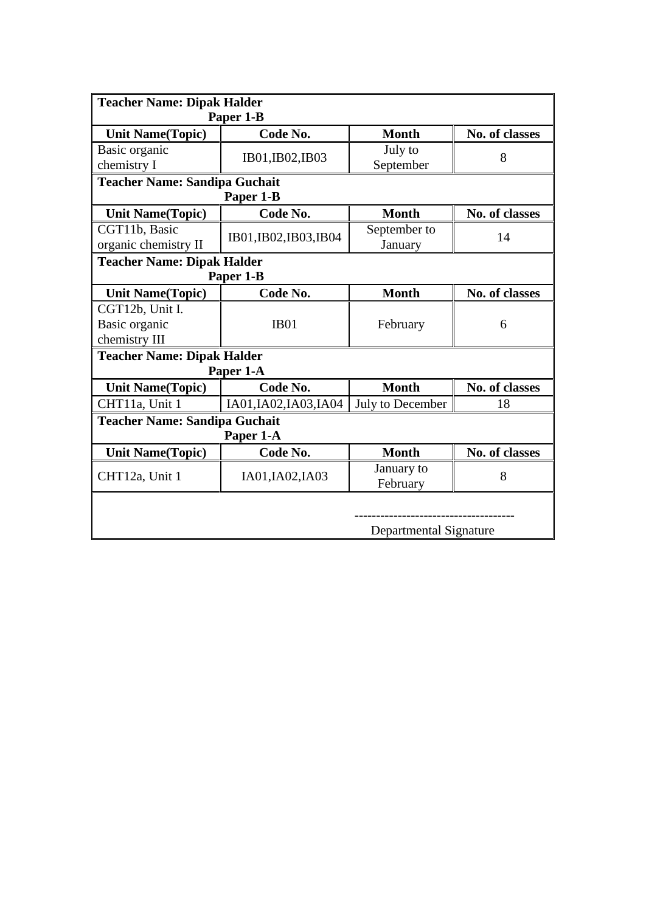| **Teacher Name: Dipak Halder**<br>**Paper 1-B** | | | |
|---|---|---|---|
| **Unit Name(Topic)** | **Code No.** | **Month** | **No. of classes** |
| Basic organic chemistry I | IB01,IB02,IB03 | July to September | 8 |

| **Teacher Name: Sandipa Guchait**<br>**Paper 1-B** | | | |
|---|---|---|---|
| **Unit Name(Topic)** | **Code No.** | **Month** | **No. of classes** |
| CGT11b, Basic organic chemistry II | IB01,IB02,IB03,IB04 | September to January | 14 |

| **Teacher Name: Dipak Halder**<br>**Paper 1-B** | | | |
|---|---|---|---|
| **Unit Name(Topic)** | **Code No.** | **Month** | **No. of classes** |
| CGT12b, Unit I. Basic organic chemistry III | IB01 | February | 6 |

| **Teacher Name: Dipak Halder**<br>**Paper 1-A** | | | |
|---|---|---|---|
| **Unit Name(Topic)** | **Code No.** | **Month** | **No. of classes** |
| CHT11a, Unit 1 | IA01,IA02,IA03,IA04 | July to December | 18 |

| **Teacher Name: Sandipa Guchait**<br>**Paper 1-A** | | | |
|---|---|---|---|
| **Unit Name(Topic)** | **Code No.** | **Month** | **No. of classes** |
| CHT12a, Unit 1 | IA01,IA02,IA03 | January to February | 8 |

------------------------------------

Departmental Signature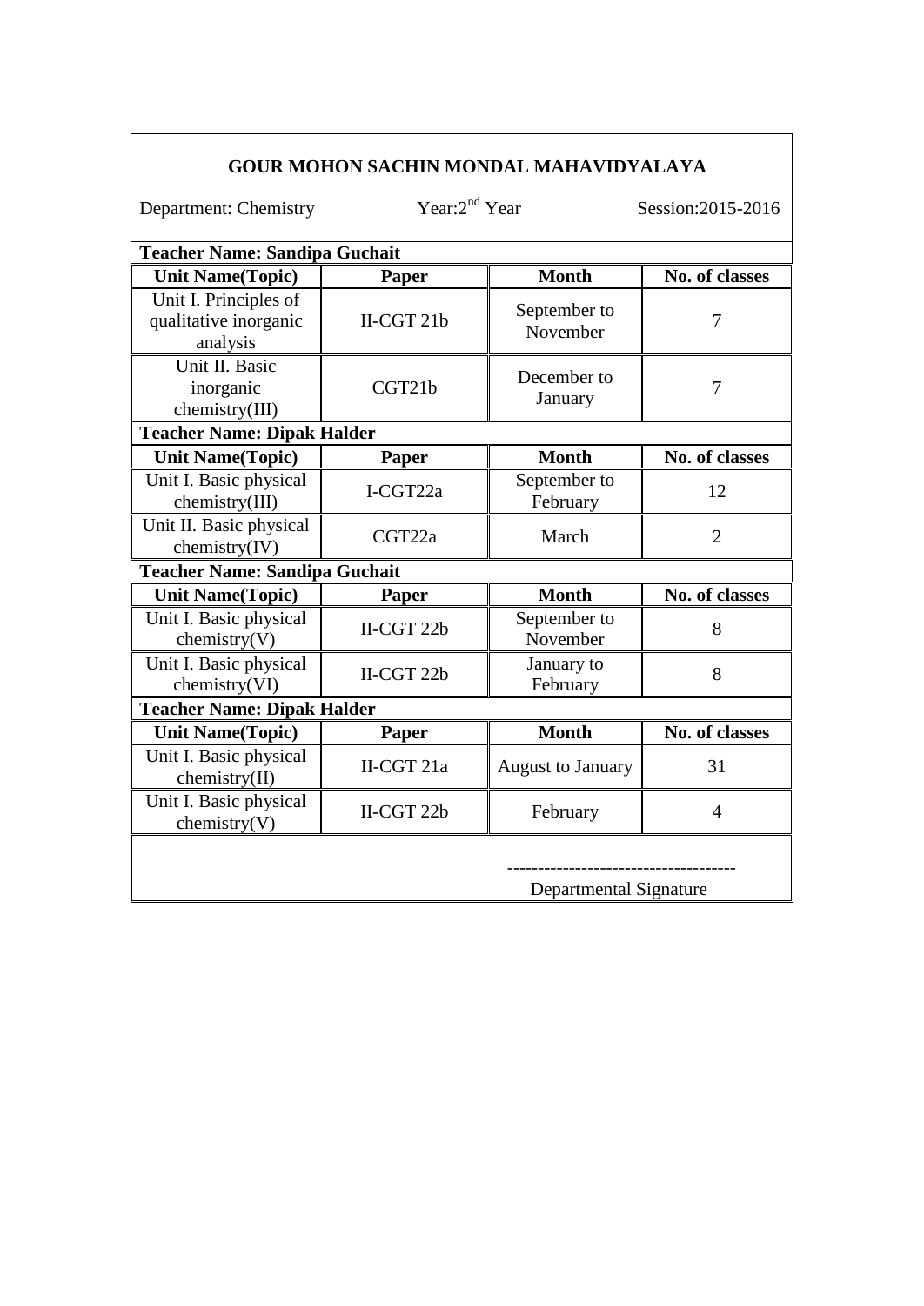## GOUR MOHON SACHIN MONDAL MAHAVIDYALAYA

Department: Chemistry    Year: 2[nd] Year    Session: 2015-2016

**Teacher Name: Sandipa Guchait**

| Unit Name(Topic) | Paper | Month | No. of classes |
|---|---|---|---|
| Unit I. Principles of qualitative inorganic analysis | II-CGT 21b | September to November | 7 |
| Unit II. Basic inorganic chemistry(III) | CGT21b | December to January | 7 |

**Teacher Name: Dipak Halder**

| Unit Name(Topic) | Paper | Month | No. of classes |
|---|---|---|---|
| Unit I. Basic physical chemistry(III) | I-CGT22a | September to February | 12 |
| Unit II. Basic physical chemistry(IV) | CGT22a | March | 2 |

**Teacher Name: Sandipa Guchait**

| Unit Name(Topic) | Paper | Month | No. of classes |
|---|---|---|---|
| Unit I. Basic physical chemistry(V) | II-CGT 22b | September to November | 8 |
| Unit I. Basic physical chemistry(VI) | II-CGT 22b | January to February | 8 |

**Teacher Name: Dipak Halder**

| Unit Name(Topic) | Paper | Month | No. of classes |
|---|---|---|---|
| Unit I. Basic physical chemistry(II) | II-CGT 21a | August to January | 31 |
| Unit I. Basic physical chemistry(V) | II-CGT 22b | February | 4 |

-------------------------------------

Departmental Signature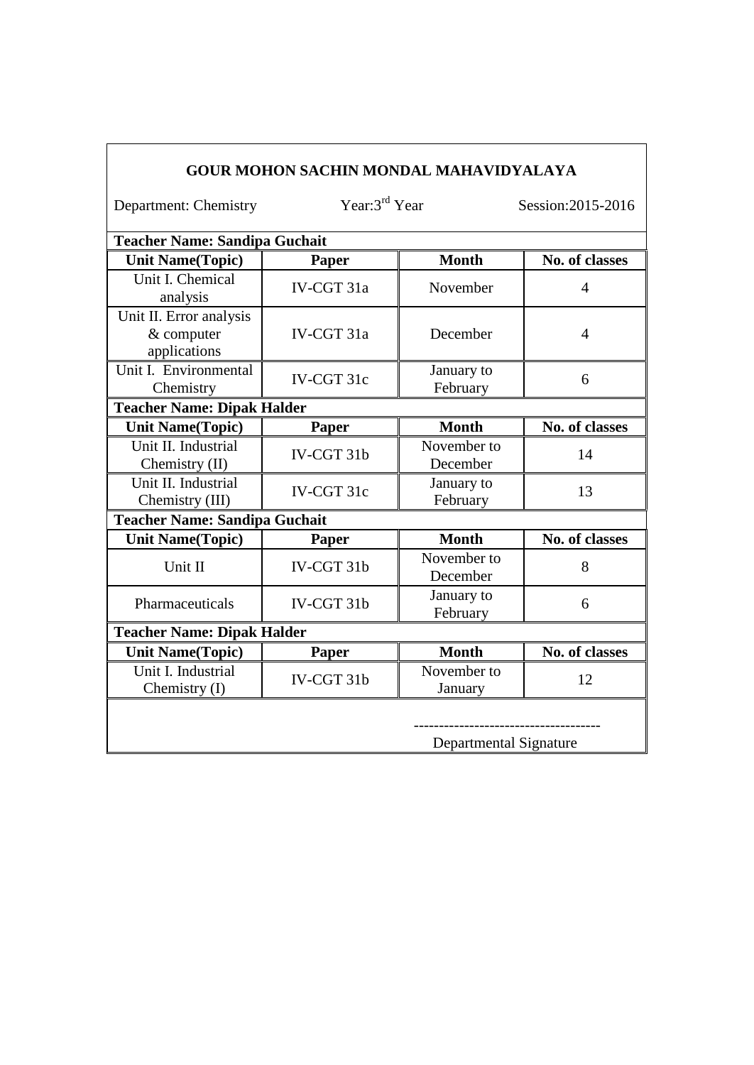**GOUR MOHON SACHIN MONDAL MAHAVIDYALAYA**

Department: Chemistry Year: 3rd Year Session: 2015-2016

**Teacher Name: Sandipa Guchait**

| Unit Name(Topic) | Paper | Month | No. of classes |
|---|---|---|---|
| Unit I. Chemical analysis | IV-CGT 31a | November | 4 |
| Unit II. Error analysis & computer applications | IV-CGT 31a | December | 4 |
| Unit I. Environmental Chemistry | IV-CGT 31c | January to February | 6 |

**Teacher Name: Dipak Halder**

| Unit Name(Topic) | Paper | Month | No. of classes |
|---|---|---|---|
| Unit II. Industrial Chemistry (II) | IV-CGT 31b | November to December | 14 |
| Unit II. Industrial Chemistry (III) | IV-CGT 31c | January to February | 13 |

**Teacher Name: Sandipa Guchait**

| Unit Name(Topic) | Paper | Month | No. of classes |
|---|---|---|---|
| Unit II | IV-CGT 31b | November to December | 8 |
| Pharmaceuticals | IV-CGT 31b | January to February | 6 |

**Teacher Name: Dipak Halder**

| Unit Name(Topic) | Paper | Month | No. of classes |
|---|---|---|---|
| Unit I. Industrial Chemistry (I) | IV-CGT 31b | November to January | 12 |

------------------------------------

Departmental Signature